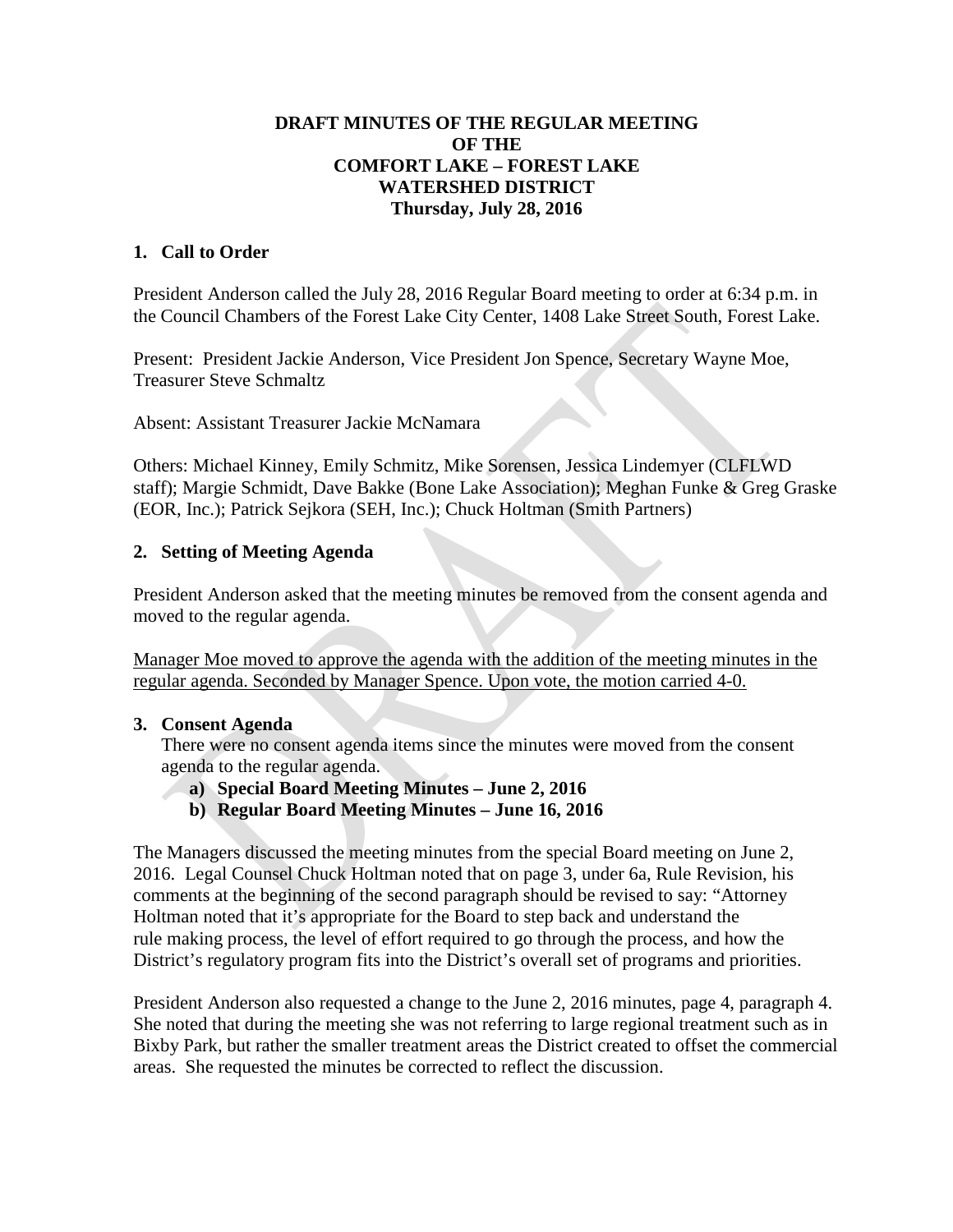**DRAFT MINUTES OF THE REGULAR MEETING OF THE COMFORT LAKE – FOREST LAKE WATERSHED DISTRICT**
**Thursday, July 28, 2016**

## 1. Call to Order

President Anderson called the July 28, 2016 Regular Board meeting to order at 6:34 p.m. in the Council Chambers of the Forest Lake City Center, 1408 Lake Street South, Forest Lake.

Present: President Jackie Anderson, Vice President Jon Spence, Secretary Wayne Moe, Treasurer Steve Schmaltz

Absent: Assistant Treasurer Jackie McNamara

Others: Michael Kinney, Emily Schmitz, Mike Sorensen, Jessica Lindemyer (CLFLWD staff); Margie Schmidt, Dave Bakke (Bone Lake Association); Meghan Funke & Greg Graske (EOR, Inc.); Patrick Sejkora (SEH, Inc.); Chuck Holtman (Smith Partners)

## 2. Setting of Meeting Agenda

President Anderson asked that the meeting minutes be removed from the consent agenda and moved to the regular agenda.

<u>Manager Moe moved to approve the agenda with the addition of the meeting minutes in the regular agenda. Seconded by Manager Spence. Upon vote, the motion carried 4-0.</u>

## 3. Consent Agenda

There were no consent agenda items since the minutes were moved from the consent agenda to the regular agenda.

a) **Special Board Meeting Minutes – June 2, 2016**
b) **Regular Board Meeting Minutes – June 16, 2016**

The Managers discussed the meeting minutes from the special Board meeting on June 2, 2016. Legal Counsel Chuck Holtman noted that on page 3, under 6a, Rule Revision, his comments at the beginning of the second paragraph should be revised to say: "Attorney Holtman noted that it's appropriate for the Board to step back and understand the rule making process, the level of effort required to go through the process, and how the District's regulatory program fits into the District's overall set of programs and priorities.

President Anderson also requested a change to the June 2, 2016 minutes, page 4, paragraph 4. She noted that during the meeting she was not referring to large regional treatment such as in Bixby Park, but rather the smaller treatment areas the District created to offset the commercial areas. She requested the minutes be corrected to reflect the discussion.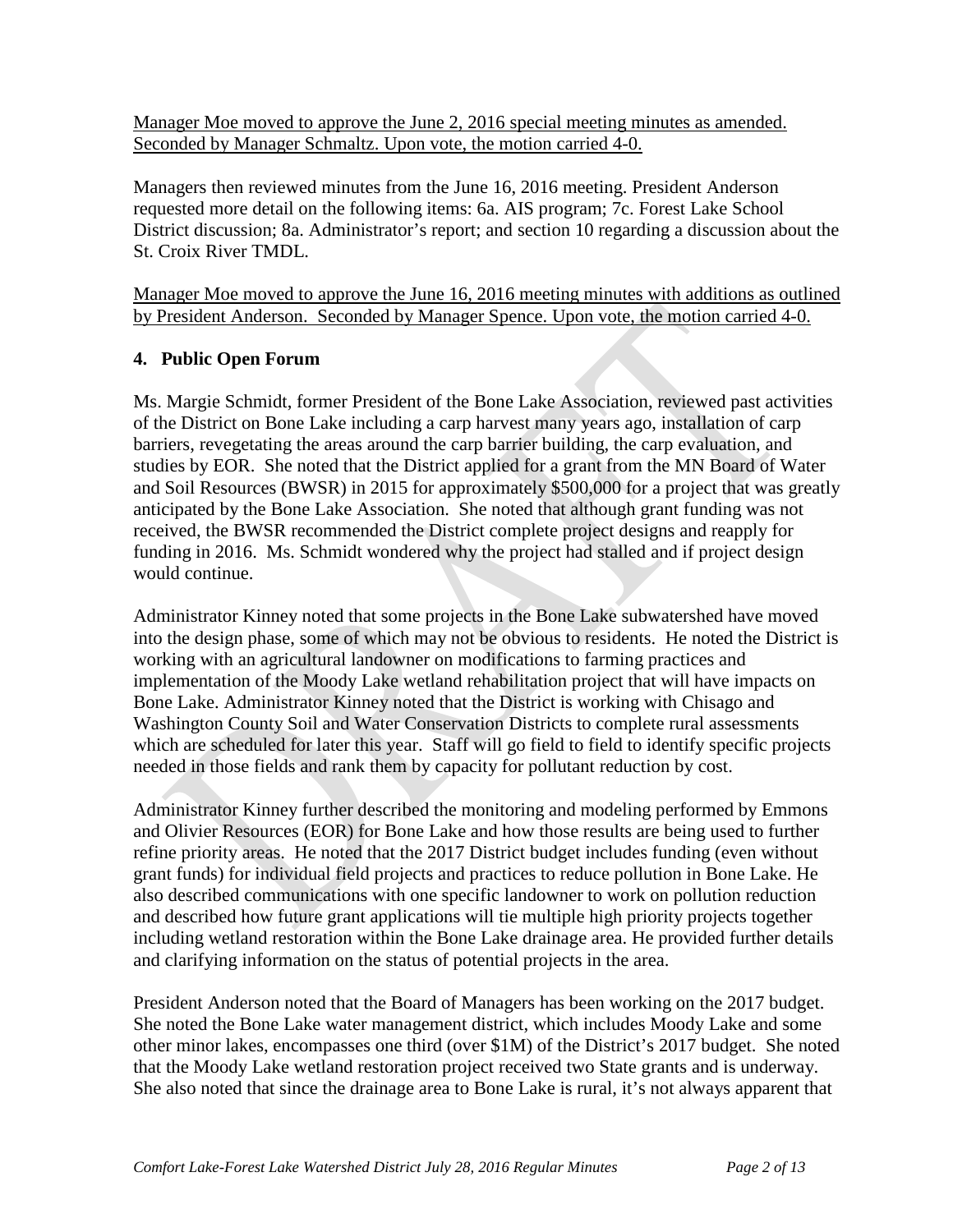Manager Moe moved to approve the June 2, 2016 special meeting minutes as amended. Seconded by Manager Schmaltz. Upon vote, the motion carried 4-0.

Managers then reviewed minutes from the June 16, 2016 meeting. President Anderson requested more detail on the following items: 6a. AIS program; 7c. Forest Lake School District discussion; 8a. Administrator's report; and section 10 regarding a discussion about the St. Croix River TMDL.

Manager Moe moved to approve the June 16, 2016 meeting minutes with additions as outlined by President Anderson. Seconded by Manager Spence. Upon vote, the motion carried 4-0.

**4. Public Open Forum**

Ms. Margie Schmidt, former President of the Bone Lake Association, reviewed past activities of the District on Bone Lake including a carp harvest many years ago, installation of carp barriers, revegetating the areas around the carp barrier building, the carp evaluation, and studies by EOR. She noted that the District applied for a grant from the MN Board of Water and Soil Resources (BWSR) in 2015 for approximately $500,000 for a project that was greatly anticipated by the Bone Lake Association. She noted that although grant funding was not received, the BWSR recommended the District complete project designs and reapply for funding in 2016. Ms. Schmidt wondered why the project had stalled and if project design would continue.

Administrator Kinney noted that some projects in the Bone Lake subwatershed have moved into the design phase, some of which may not be obvious to residents. He noted the District is working with an agricultural landowner on modifications to farming practices and implementation of the Moody Lake wetland rehabilitation project that will have impacts on Bone Lake. Administrator Kinney noted that the District is working with Chisago and Washington County Soil and Water Conservation Districts to complete rural assessments which are scheduled for later this year. Staff will go field to field to identify specific projects needed in those fields and rank them by capacity for pollutant reduction by cost.

Administrator Kinney further described the monitoring and modeling performed by Emmons and Olivier Resources (EOR) for Bone Lake and how those results are being used to further refine priority areas. He noted that the 2017 District budget includes funding (even without grant funds) for individual field projects and practices to reduce pollution in Bone Lake. He also described communications with one specific landowner to work on pollution reduction and described how future grant applications will tie multiple high priority projects together including wetland restoration within the Bone Lake drainage area. He provided further details and clarifying information on the status of potential projects in the area.

President Anderson noted that the Board of Managers has been working on the 2017 budget. She noted the Bone Lake water management district, which includes Moody Lake and some other minor lakes, encompasses one third (over $1M) of the District's 2017 budget. She noted that the Moody Lake wetland restoration project received two State grants and is underway. She also noted that since the drainage area to Bone Lake is rural, it's not always apparent that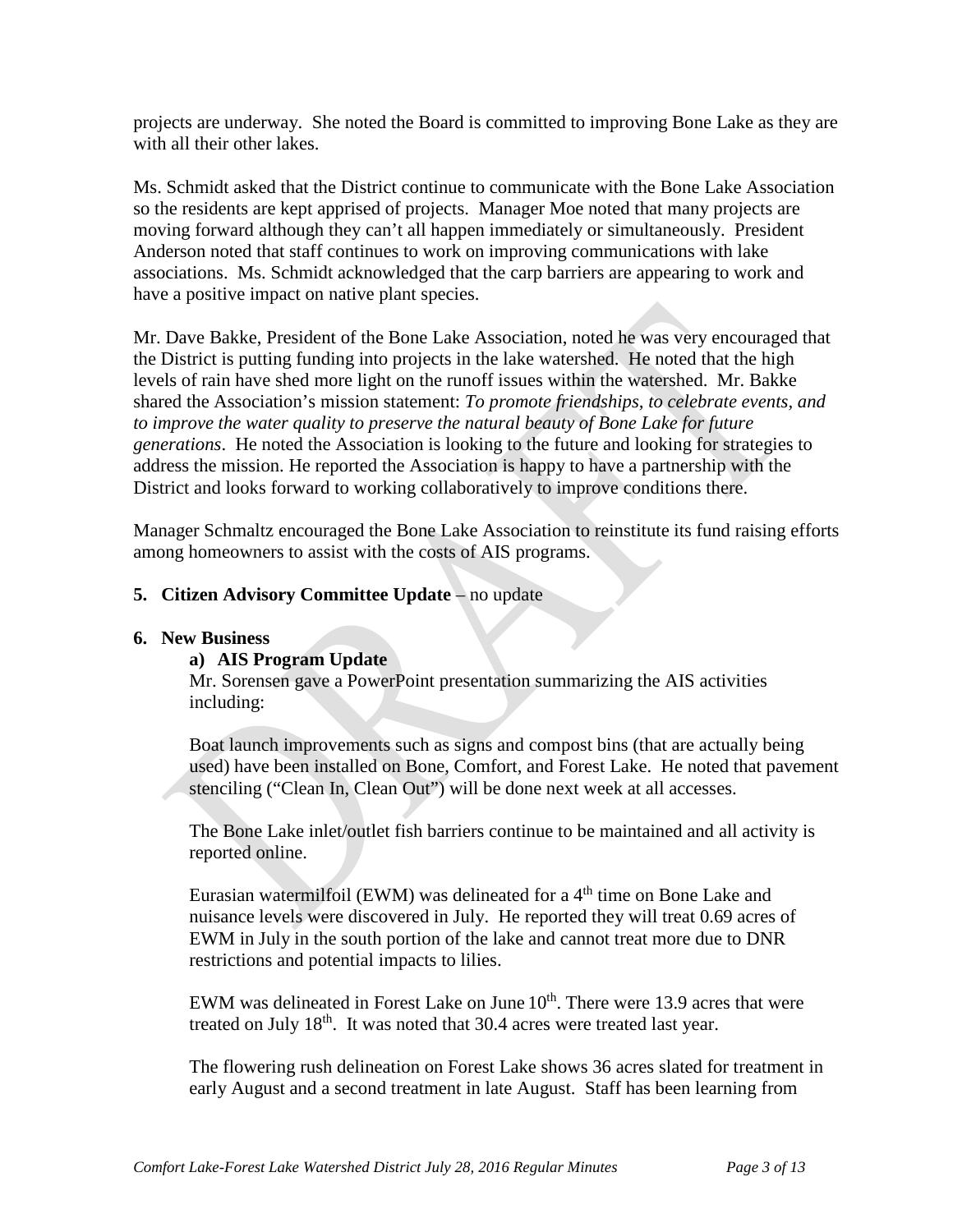projects are underway. She noted the Board is committed to improving Bone Lake as they are with all their other lakes.

Ms. Schmidt asked that the District continue to communicate with the Bone Lake Association so the residents are kept apprised of projects. Manager Moe noted that many projects are moving forward although they can't all happen immediately or simultaneously. President Anderson noted that staff continues to work on improving communications with lake associations. Ms. Schmidt acknowledged that the carp barriers are appearing to work and have a positive impact on native plant species.

Mr. Dave Bakke, President of the Bone Lake Association, noted he was very encouraged that the District is putting funding into projects in the lake watershed. He noted that the high levels of rain have shed more light on the runoff issues within the watershed. Mr. Bakke shared the Association's mission statement: *To promote friendships, to celebrate events, and to improve the water quality to preserve the natural beauty of Bone Lake for future generations*. He noted the Association is looking to the future and looking for strategies to address the mission. He reported the Association is happy to have a partnership with the District and looks forward to working collaboratively to improve conditions there.

Manager Schmaltz encouraged the Bone Lake Association to reinstitute its fund raising efforts among homeowners to assist with the costs of AIS programs.

**5. Citizen Advisory Committee Update** – no update

**6. New Business**

**a) AIS Program Update**

Mr. Sorensen gave a PowerPoint presentation summarizing the AIS activities including:

Boat launch improvements such as signs and compost bins (that are actually being used) have been installed on Bone, Comfort, and Forest Lake. He noted that pavement stenciling ("Clean In, Clean Out") will be done next week at all accesses.

The Bone Lake inlet/outlet fish barriers continue to be maintained and all activity is reported online.

Eurasian watermilfoil (EWM) was delineated for a 4th time on Bone Lake and nuisance levels were discovered in July. He reported they will treat 0.69 acres of EWM in July in the south portion of the lake and cannot treat more due to DNR restrictions and potential impacts to lilies.

EWM was delineated in Forest Lake on June 10th. There were 13.9 acres that were treated on July 18th. It was noted that 30.4 acres were treated last year.

The flowering rush delineation on Forest Lake shows 36 acres slated for treatment in early August and a second treatment in late August. Staff has been learning from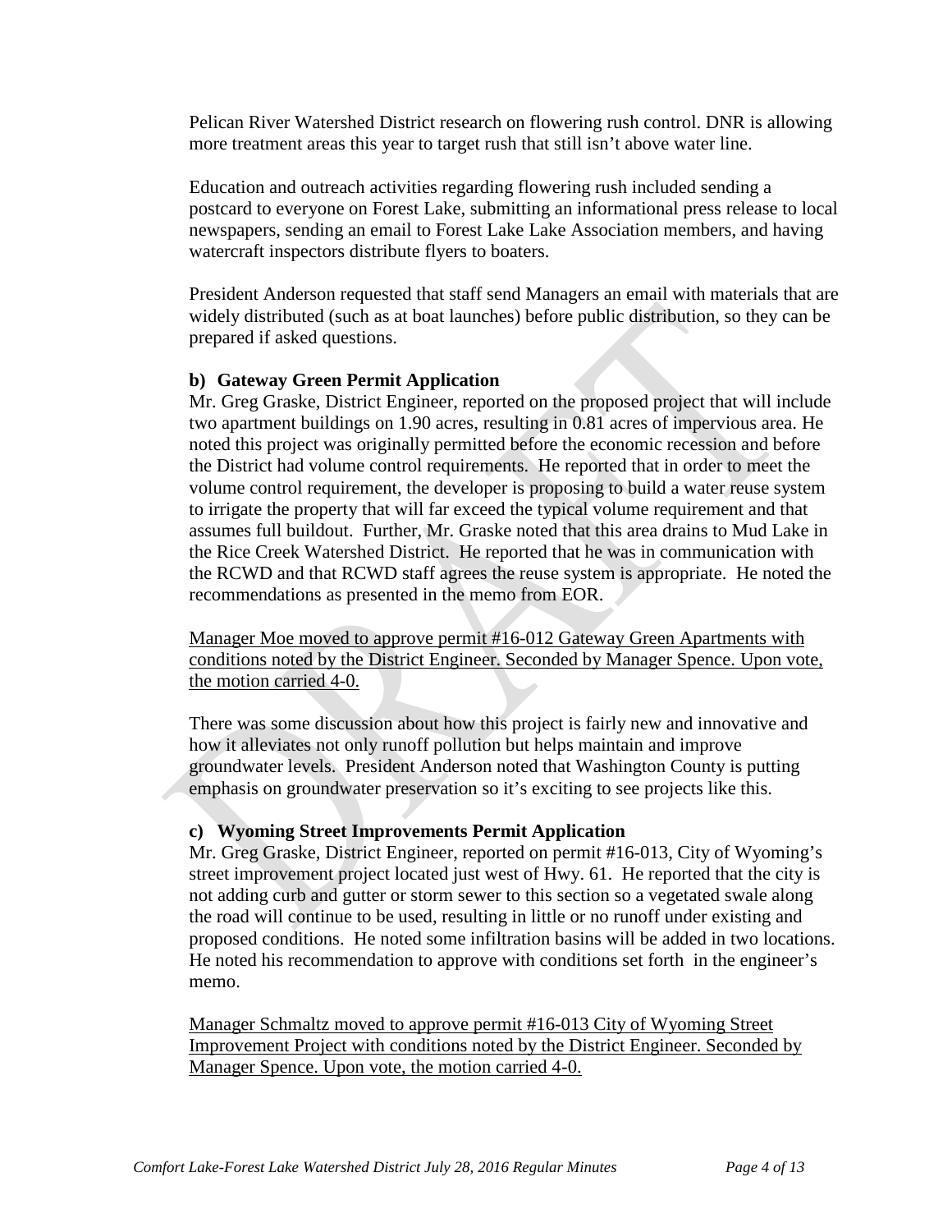Pelican River Watershed District research on flowering rush control. DNR is allowing more treatment areas this year to target rush that still isn't above water line.

Education and outreach activities regarding flowering rush included sending a postcard to everyone on Forest Lake, submitting an informational press release to local newspapers, sending an email to Forest Lake Lake Association members, and having watercraft inspectors distribute flyers to boaters.

President Anderson requested that staff send Managers an email with materials that are widely distributed (such as at boat launches) before public distribution, so they can be prepared if asked questions.

**b) Gateway Green Permit Application**

Mr. Greg Graske, District Engineer, reported on the proposed project that will include two apartment buildings on 1.90 acres, resulting in 0.81 acres of impervious area. He noted this project was originally permitted before the economic recession and before the District had volume control requirements. He reported that in order to meet the volume control requirement, the developer is proposing to build a water reuse system to irrigate the property that will far exceed the typical volume requirement and that assumes full buildout. Further, Mr. Graske noted that this area drains to Mud Lake in the Rice Creek Watershed District. He reported that he was in communication with the RCWD and that RCWD staff agrees the reuse system is appropriate. He noted the recommendations as presented in the memo from EOR.

<u>Manager Moe moved to approve permit #16-012 Gateway Green Apartments with conditions noted by the District Engineer. Seconded by Manager Spence. Upon vote, the motion carried 4-0.</u>

There was some discussion about how this project is fairly new and innovative and how it alleviates not only runoff pollution but helps maintain and improve groundwater levels. President Anderson noted that Washington County is putting emphasis on groundwater preservation so it's exciting to see projects like this.

**c) Wyoming Street Improvements Permit Application**

Mr. Greg Graske, District Engineer, reported on permit #16-013, City of Wyoming's street improvement project located just west of Hwy. 61. He reported that the city is not adding curb and gutter or storm sewer to this section so a vegetated swale along the road will continue to be used, resulting in little or no runoff under existing and proposed conditions. He noted some infiltration basins will be added in two locations. He noted his recommendation to approve with conditions set forth in the engineer's memo.

<u>Manager Schmaltz moved to approve permit #16-013 City of Wyoming Street Improvement Project with conditions noted by the District Engineer. Seconded by Manager Spence. Upon vote, the motion carried 4-0.</u>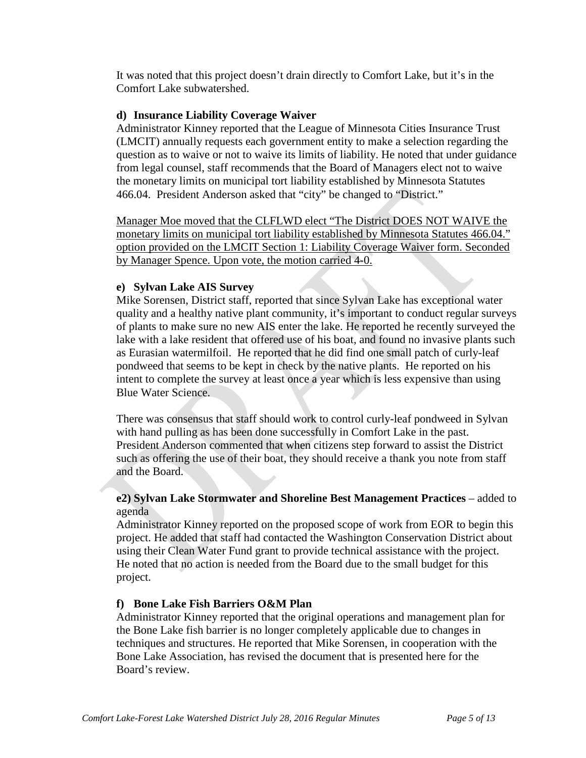It was noted that this project doesn't drain directly to Comfort Lake, but it's in the Comfort Lake subwatershed.

**d) Insurance Liability Coverage Waiver**

Administrator Kinney reported that the League of Minnesota Cities Insurance Trust (LMCIT) annually requests each government entity to make a selection regarding the question as to waive or not to waive its limits of liability. He noted that under guidance from legal counsel, staff recommends that the Board of Managers elect not to waive the monetary limits on municipal tort liability established by Minnesota Statutes 466.04. President Anderson asked that "city" be changed to "District."

<u>Manager Moe moved that the CLFLWD elect "The District DOES NOT WAIVE the monetary limits on municipal tort liability established by Minnesota Statutes 466.04." option provided on the LMCIT Section 1: Liability Coverage Waiver form. Seconded by Manager Spence. Upon vote, the motion carried 4-0.</u>

**e) Sylvan Lake AIS Survey**

Mike Sorensen, District staff, reported that since Sylvan Lake has exceptional water quality and a healthy native plant community, it's important to conduct regular surveys of plants to make sure no new AIS enter the lake. He reported he recently surveyed the lake with a lake resident that offered use of his boat, and found no invasive plants such as Eurasian watermilfoil. He reported that he did find one small patch of curly-leaf pondweed that seems to be kept in check by the native plants. He reported on his intent to complete the survey at least once a year which is less expensive than using Blue Water Science.

There was consensus that staff should work to control curly-leaf pondweed in Sylvan with hand pulling as has been done successfully in Comfort Lake in the past. President Anderson commented that when citizens step forward to assist the District such as offering the use of their boat, they should receive a thank you note from staff and the Board.

**e2) Sylvan Lake Stormwater and Shoreline Best Management Practices** – added to agenda

Administrator Kinney reported on the proposed scope of work from EOR to begin this project. He added that staff had contacted the Washington Conservation District about using their Clean Water Fund grant to provide technical assistance with the project. He noted that no action is needed from the Board due to the small budget for this project.

**f) Bone Lake Fish Barriers O&M Plan**

Administrator Kinney reported that the original operations and management plan for the Bone Lake fish barrier is no longer completely applicable due to changes in techniques and structures. He reported that Mike Sorensen, in cooperation with the Bone Lake Association, has revised the document that is presented here for the Board's review.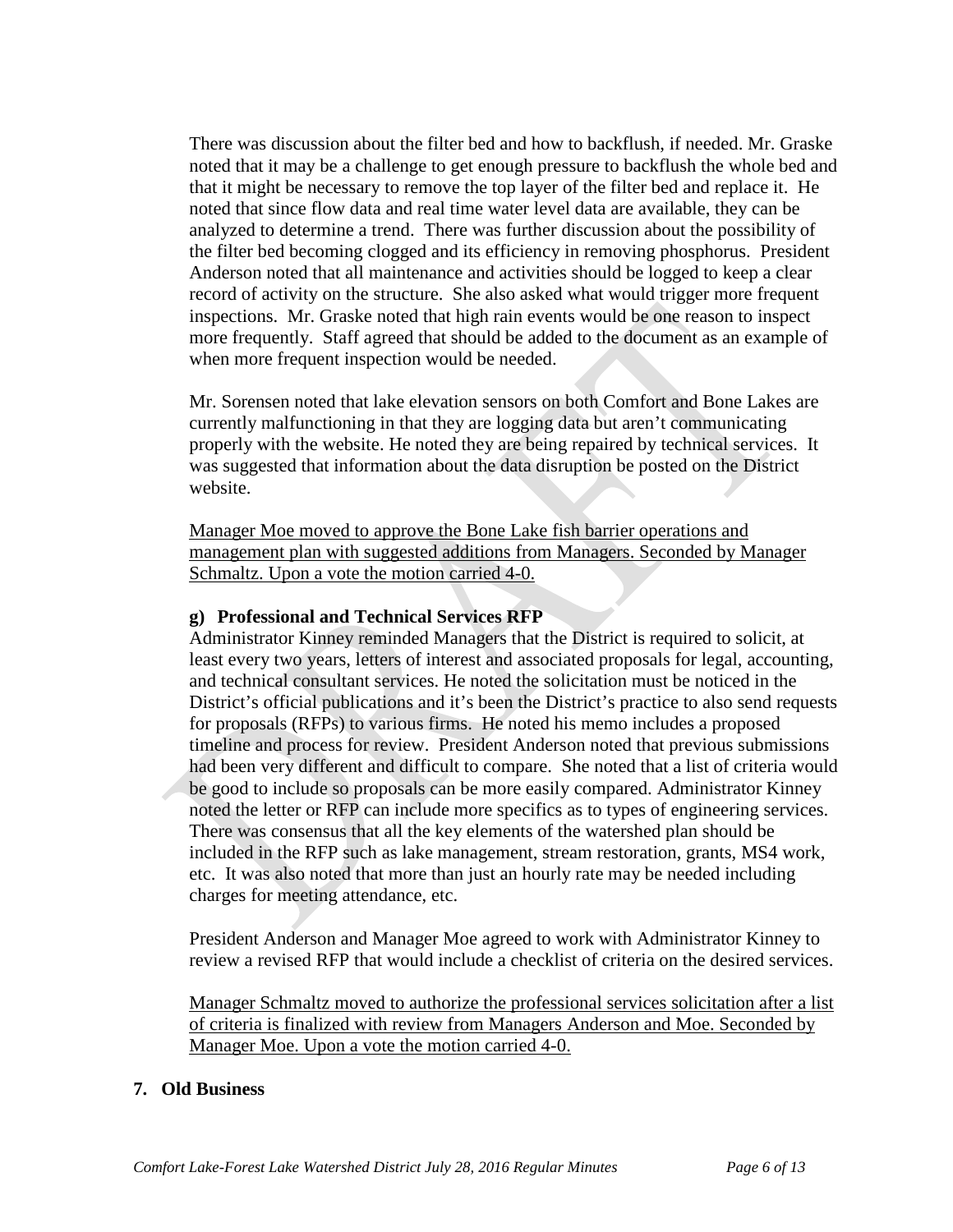There was discussion about the filter bed and how to backflush, if needed. Mr. Graske noted that it may be a challenge to get enough pressure to backflush the whole bed and that it might be necessary to remove the top layer of the filter bed and replace it. He noted that since flow data and real time water level data are available, they can be analyzed to determine a trend. There was further discussion about the possibility of the filter bed becoming clogged and its efficiency in removing phosphorus. President Anderson noted that all maintenance and activities should be logged to keep a clear record of activity on the structure. She also asked what would trigger more frequent inspections. Mr. Graske noted that high rain events would be one reason to inspect more frequently. Staff agreed that should be added to the document as an example of when more frequent inspection would be needed.

Mr. Sorensen noted that lake elevation sensors on both Comfort and Bone Lakes are currently malfunctioning in that they are logging data but aren't communicating properly with the website. He noted they are being repaired by technical services. It was suggested that information about the data disruption be posted on the District website.

<u>Manager Moe moved to approve the Bone Lake fish barrier operations and management plan with suggested additions from Managers. Seconded by Manager Schmaltz. Upon a vote the motion carried 4-0.</u>

**g) Professional and Technical Services RFP**

Administrator Kinney reminded Managers that the District is required to solicit, at least every two years, letters of interest and associated proposals for legal, accounting, and technical consultant services. He noted the solicitation must be noticed in the District's official publications and it's been the District's practice to also send requests for proposals (RFPs) to various firms. He noted his memo includes a proposed timeline and process for review. President Anderson noted that previous submissions had been very different and difficult to compare. She noted that a list of criteria would be good to include so proposals can be more easily compared. Administrator Kinney noted the letter or RFP can include more specifics as to types of engineering services. There was consensus that all the key elements of the watershed plan should be included in the RFP such as lake management, stream restoration, grants, MS4 work, etc. It was also noted that more than just an hourly rate may be needed including charges for meeting attendance, etc.

President Anderson and Manager Moe agreed to work with Administrator Kinney to review a revised RFP that would include a checklist of criteria on the desired services.

<u>Manager Schmaltz moved to authorize the professional services solicitation after a list of criteria is finalized with review from Managers Anderson and Moe. Seconded by Manager Moe. Upon a vote the motion carried 4-0.</u>

## 7. Old Business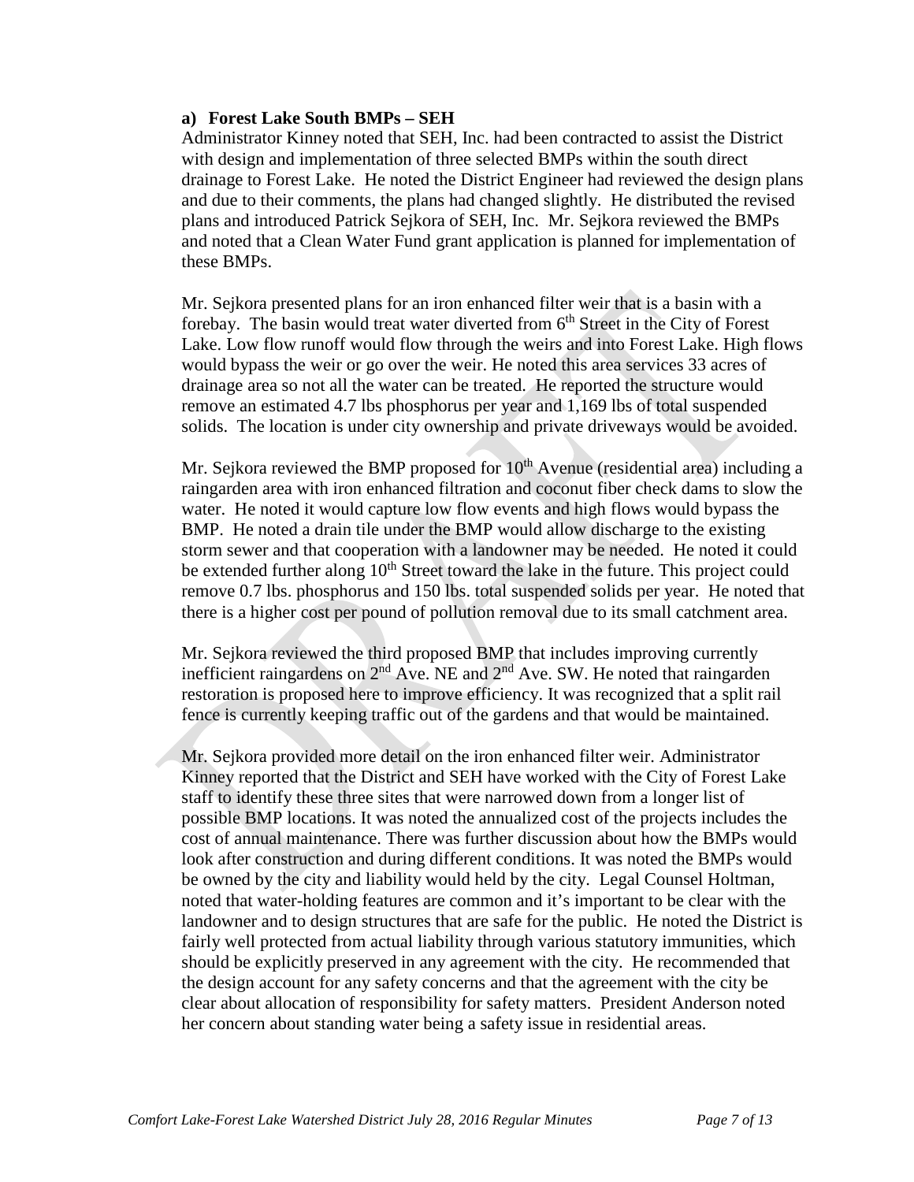**a) Forest Lake South BMPs – SEH**

Administrator Kinney noted that SEH, Inc. had been contracted to assist the District with design and implementation of three selected BMPs within the south direct drainage to Forest Lake. He noted the District Engineer had reviewed the design plans and due to their comments, the plans had changed slightly. He distributed the revised plans and introduced Patrick Sejkora of SEH, Inc. Mr. Sejkora reviewed the BMPs and noted that a Clean Water Fund grant application is planned for implementation of these BMPs.

Mr. Sejkora presented plans for an iron enhanced filter weir that is a basin with a forebay. The basin would treat water diverted from 6th Street in the City of Forest Lake. Low flow runoff would flow through the weirs and into Forest Lake. High flows would bypass the weir or go over the weir. He noted this area services 33 acres of drainage area so not all the water can be treated. He reported the structure would remove an estimated 4.7 lbs phosphorus per year and 1,169 lbs of total suspended solids. The location is under city ownership and private driveways would be avoided.

Mr. Sejkora reviewed the BMP proposed for 10th Avenue (residential area) including a raingarden area with iron enhanced filtration and coconut fiber check dams to slow the water. He noted it would capture low flow events and high flows would bypass the BMP. He noted a drain tile under the BMP would allow discharge to the existing storm sewer and that cooperation with a landowner may be needed. He noted it could be extended further along 10th Street toward the lake in the future. This project could remove 0.7 lbs. phosphorus and 150 lbs. total suspended solids per year. He noted that there is a higher cost per pound of pollution removal due to its small catchment area.

Mr. Sejkora reviewed the third proposed BMP that includes improving currently inefficient raingardens on 2nd Ave. NE and 2nd Ave. SW. He noted that raingarden restoration is proposed here to improve efficiency. It was recognized that a split rail fence is currently keeping traffic out of the gardens and that would be maintained.

Mr. Sejkora provided more detail on the iron enhanced filter weir. Administrator Kinney reported that the District and SEH have worked with the City of Forest Lake staff to identify these three sites that were narrowed down from a longer list of possible BMP locations. It was noted the annualized cost of the projects includes the cost of annual maintenance. There was further discussion about how the BMPs would look after construction and during different conditions. It was noted the BMPs would be owned by the city and liability would held by the city. Legal Counsel Holtman, noted that water-holding features are common and it's important to be clear with the landowner and to design structures that are safe for the public. He noted the District is fairly well protected from actual liability through various statutory immunities, which should be explicitly preserved in any agreement with the city. He recommended that the design account for any safety concerns and that the agreement with the city be clear about allocation of responsibility for safety matters. President Anderson noted her concern about standing water being a safety issue in residential areas.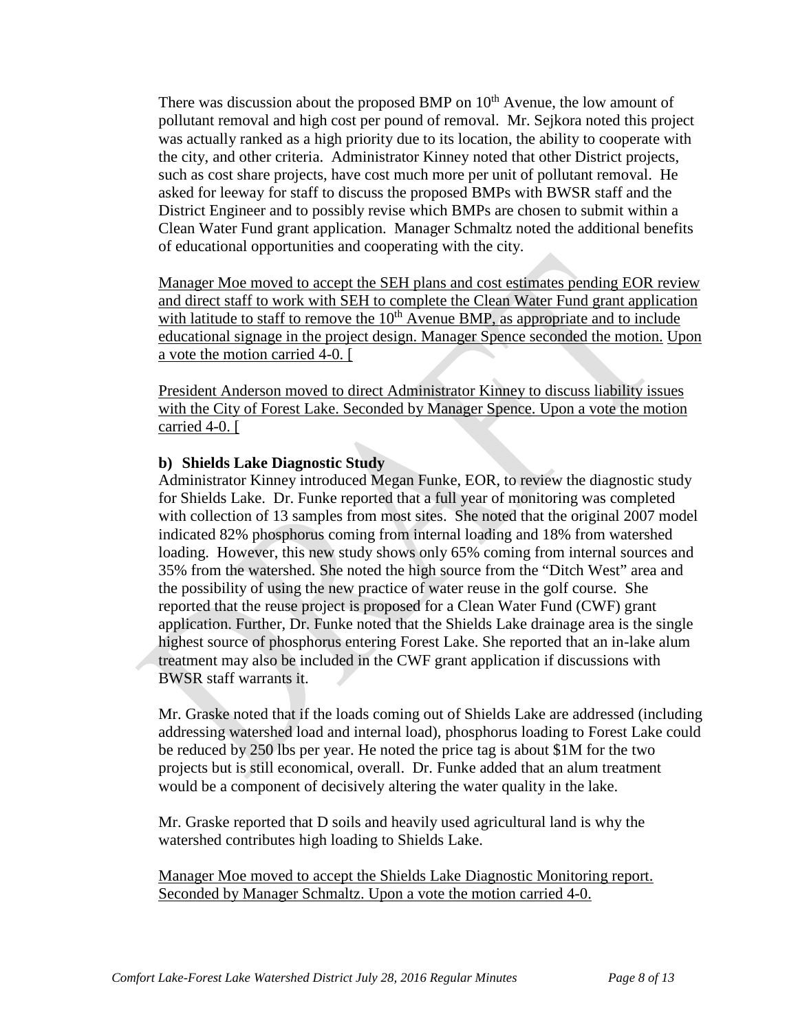There was discussion about the proposed BMP on 10th Avenue, the low amount of pollutant removal and high cost per pound of removal. Mr. Sejkora noted this project was actually ranked as a high priority due to its location, the ability to cooperate with the city, and other criteria. Administrator Kinney noted that other District projects, such as cost share projects, have cost much more per unit of pollutant removal. He asked for leeway for staff to discuss the proposed BMPs with BWSR staff and the District Engineer and to possibly revise which BMPs are chosen to submit within a Clean Water Fund grant application. Manager Schmaltz noted the additional benefits of educational opportunities and cooperating with the city.

Manager Moe moved to accept the SEH plans and cost estimates pending EOR review and direct staff to work with SEH to complete the Clean Water Fund grant application with latitude to staff to remove the 10th Avenue BMP, as appropriate and to include educational signage in the project design. Manager Spence seconded the motion. Upon a vote the motion carried 4-0. [

President Anderson moved to direct Administrator Kinney to discuss liability issues with the City of Forest Lake. Seconded by Manager Spence. Upon a vote the motion carried 4-0. [

**b) Shields Lake Diagnostic Study**

Administrator Kinney introduced Megan Funke, EOR, to review the diagnostic study for Shields Lake. Dr. Funke reported that a full year of monitoring was completed with collection of 13 samples from most sites. She noted that the original 2007 model indicated 82% phosphorus coming from internal loading and 18% from watershed loading. However, this new study shows only 65% coming from internal sources and 35% from the watershed. She noted the high source from the "Ditch West" area and the possibility of using the new practice of water reuse in the golf course. She reported that the reuse project is proposed for a Clean Water Fund (CWF) grant application. Further, Dr. Funke noted that the Shields Lake drainage area is the single highest source of phosphorus entering Forest Lake. She reported that an in-lake alum treatment may also be included in the CWF grant application if discussions with BWSR staff warrants it.

Mr. Graske noted that if the loads coming out of Shields Lake are addressed (including addressing watershed load and internal load), phosphorus loading to Forest Lake could be reduced by 250 lbs per year. He noted the price tag is about $1M for the two projects but is still economical, overall. Dr. Funke added that an alum treatment would be a component of decisively altering the water quality in the lake.

Mr. Graske reported that D soils and heavily used agricultural land is why the watershed contributes high loading to Shields Lake.

Manager Moe moved to accept the Shields Lake Diagnostic Monitoring report. Seconded by Manager Schmaltz. Upon a vote the motion carried 4-0.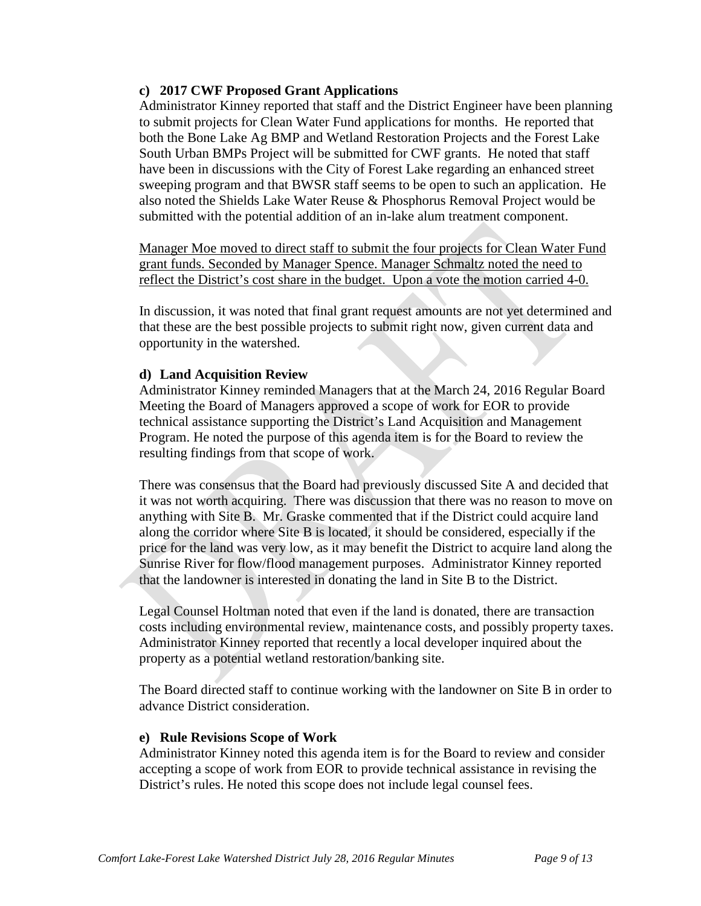### c) 2017 CWF Proposed Grant Applications

Administrator Kinney reported that staff and the District Engineer have been planning to submit projects for Clean Water Fund applications for months. He reported that both the Bone Lake Ag BMP and Wetland Restoration Projects and the Forest Lake South Urban BMPs Project will be submitted for CWF grants. He noted that staff have been in discussions with the City of Forest Lake regarding an enhanced street sweeping program and that BWSR staff seems to be open to such an application. He also noted the Shields Lake Water Reuse & Phosphorus Removal Project would be submitted with the potential addition of an in-lake alum treatment component.

Manager Moe moved to direct staff to submit the four projects for Clean Water Fund grant funds. Seconded by Manager Spence. Manager Schmaltz noted the need to reflect the District's cost share in the budget. Upon a vote the motion carried 4-0.

In discussion, it was noted that final grant request amounts are not yet determined and that these are the best possible projects to submit right now, given current data and opportunity in the watershed.

### d) Land Acquisition Review

Administrator Kinney reminded Managers that at the March 24, 2016 Regular Board Meeting the Board of Managers approved a scope of work for EOR to provide technical assistance supporting the District's Land Acquisition and Management Program. He noted the purpose of this agenda item is for the Board to review the resulting findings from that scope of work.

There was consensus that the Board had previously discussed Site A and decided that it was not worth acquiring. There was discussion that there was no reason to move on anything with Site B. Mr. Graske commented that if the District could acquire land along the corridor where Site B is located, it should be considered, especially if the price for the land was very low, as it may benefit the District to acquire land along the Sunrise River for flow/flood management purposes. Administrator Kinney reported that the landowner is interested in donating the land in Site B to the District.

Legal Counsel Holtman noted that even if the land is donated, there are transaction costs including environmental review, maintenance costs, and possibly property taxes. Administrator Kinney reported that recently a local developer inquired about the property as a potential wetland restoration/banking site.

The Board directed staff to continue working with the landowner on Site B in order to advance District consideration.

### e) Rule Revisions Scope of Work

Administrator Kinney noted this agenda item is for the Board to review and consider accepting a scope of work from EOR to provide technical assistance in revising the District's rules. He noted this scope does not include legal counsel fees.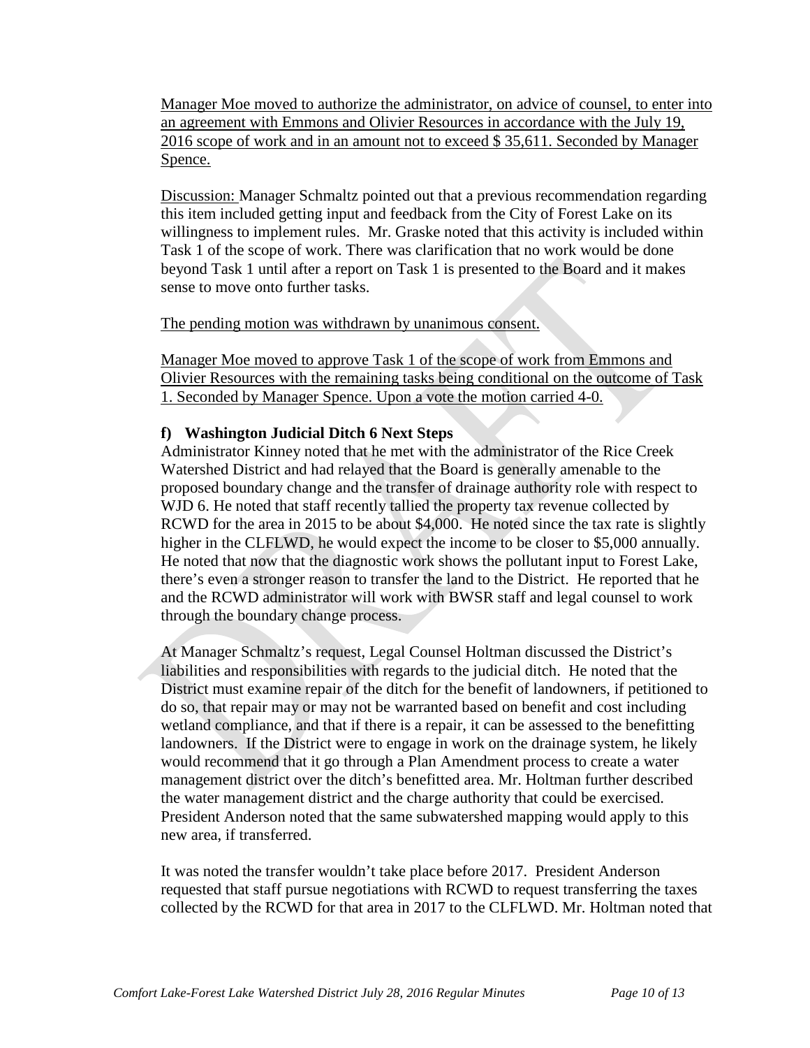Manager Moe moved to authorize the administrator, on advice of counsel, to enter into an agreement with Emmons and Olivier Resources in accordance with the July 19, 2016 scope of work and in an amount not to exceed $ 35,611. Seconded by Manager Spence.

Discussion: Manager Schmaltz pointed out that a previous recommendation regarding this item included getting input and feedback from the City of Forest Lake on its willingness to implement rules. Mr. Graske noted that this activity is included within Task 1 of the scope of work. There was clarification that no work would be done beyond Task 1 until after a report on Task 1 is presented to the Board and it makes sense to move onto further tasks.

The pending motion was withdrawn by unanimous consent.

Manager Moe moved to approve Task 1 of the scope of work from Emmons and Olivier Resources with the remaining tasks being conditional on the outcome of Task 1. Seconded by Manager Spence. Upon a vote the motion carried 4-0.

**f) Washington Judicial Ditch 6 Next Steps**

Administrator Kinney noted that he met with the administrator of the Rice Creek Watershed District and had relayed that the Board is generally amenable to the proposed boundary change and the transfer of drainage authority role with respect to WJD 6. He noted that staff recently tallied the property tax revenue collected by RCWD for the area in 2015 to be about $4,000. He noted since the tax rate is slightly higher in the CLFLWD, he would expect the income to be closer to $5,000 annually. He noted that now that the diagnostic work shows the pollutant input to Forest Lake, there's even a stronger reason to transfer the land to the District. He reported that he and the RCWD administrator will work with BWSR staff and legal counsel to work through the boundary change process.

At Manager Schmaltz's request, Legal Counsel Holtman discussed the District's liabilities and responsibilities with regards to the judicial ditch. He noted that the District must examine repair of the ditch for the benefit of landowners, if petitioned to do so, that repair may or may not be warranted based on benefit and cost including wetland compliance, and that if there is a repair, it can be assessed to the benefitting landowners. If the District were to engage in work on the drainage system, he likely would recommend that it go through a Plan Amendment process to create a water management district over the ditch's benefitted area. Mr. Holtman further described the water management district and the charge authority that could be exercised. President Anderson noted that the same subwatershed mapping would apply to this new area, if transferred.

It was noted the transfer wouldn't take place before 2017. President Anderson requested that staff pursue negotiations with RCWD to request transferring the taxes collected by the RCWD for that area in 2017 to the CLFLWD. Mr. Holtman noted that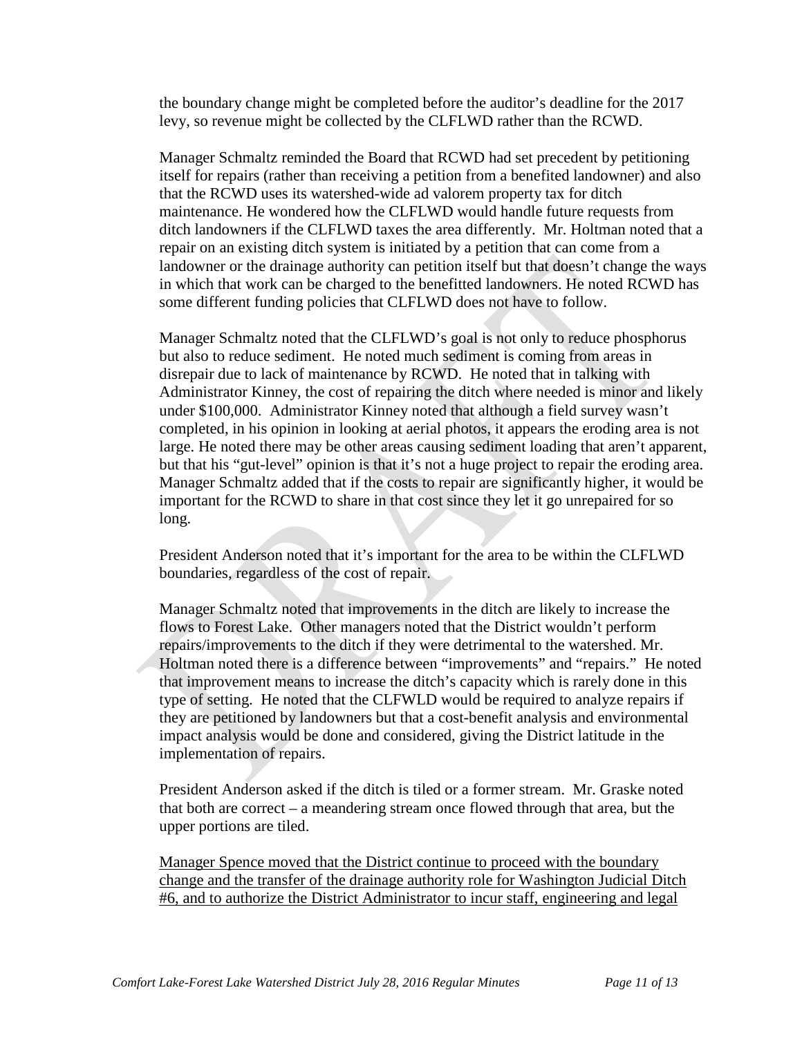the boundary change might be completed before the auditor's deadline for the 2017 levy, so revenue might be collected by the CLFLWD rather than the RCWD.

Manager Schmaltz reminded the Board that RCWD had set precedent by petitioning itself for repairs (rather than receiving a petition from a benefited landowner) and also that the RCWD uses its watershed-wide ad valorem property tax for ditch maintenance. He wondered how the CLFLWD would handle future requests from ditch landowners if the CLFLWD taxes the area differently. Mr. Holtman noted that a repair on an existing ditch system is initiated by a petition that can come from a landowner or the drainage authority can petition itself but that doesn't change the ways in which that work can be charged to the benefitted landowners. He noted RCWD has some different funding policies that CLFLWD does not have to follow.

Manager Schmaltz noted that the CLFLWD's goal is not only to reduce phosphorus but also to reduce sediment. He noted much sediment is coming from areas in disrepair due to lack of maintenance by RCWD. He noted that in talking with Administrator Kinney, the cost of repairing the ditch where needed is minor and likely under $100,000. Administrator Kinney noted that although a field survey wasn't completed, in his opinion in looking at aerial photos, it appears the eroding area is not large. He noted there may be other areas causing sediment loading that aren't apparent, but that his "gut-level" opinion is that it's not a huge project to repair the eroding area. Manager Schmaltz added that if the costs to repair are significantly higher, it would be important for the RCWD to share in that cost since they let it go unrepaired for so long.

President Anderson noted that it's important for the area to be within the CLFLWD boundaries, regardless of the cost of repair.

Manager Schmaltz noted that improvements in the ditch are likely to increase the flows to Forest Lake. Other managers noted that the District wouldn't perform repairs/improvements to the ditch if they were detrimental to the watershed. Mr. Holtman noted there is a difference between "improvements" and "repairs." He noted that improvement means to increase the ditch's capacity which is rarely done in this type of setting. He noted that the CLFWLD would be required to analyze repairs if they are petitioned by landowners but that a cost-benefit analysis and environmental impact analysis would be done and considered, giving the District latitude in the implementation of repairs.

President Anderson asked if the ditch is tiled or a former stream. Mr. Graske noted that both are correct – a meandering stream once flowed through that area, but the upper portions are tiled.

<u>Manager Spence moved that the District continue to proceed with the boundary change and the transfer of the drainage authority role for Washington Judicial Ditch #6, and to authorize the District Administrator to incur staff, engineering and legal</u>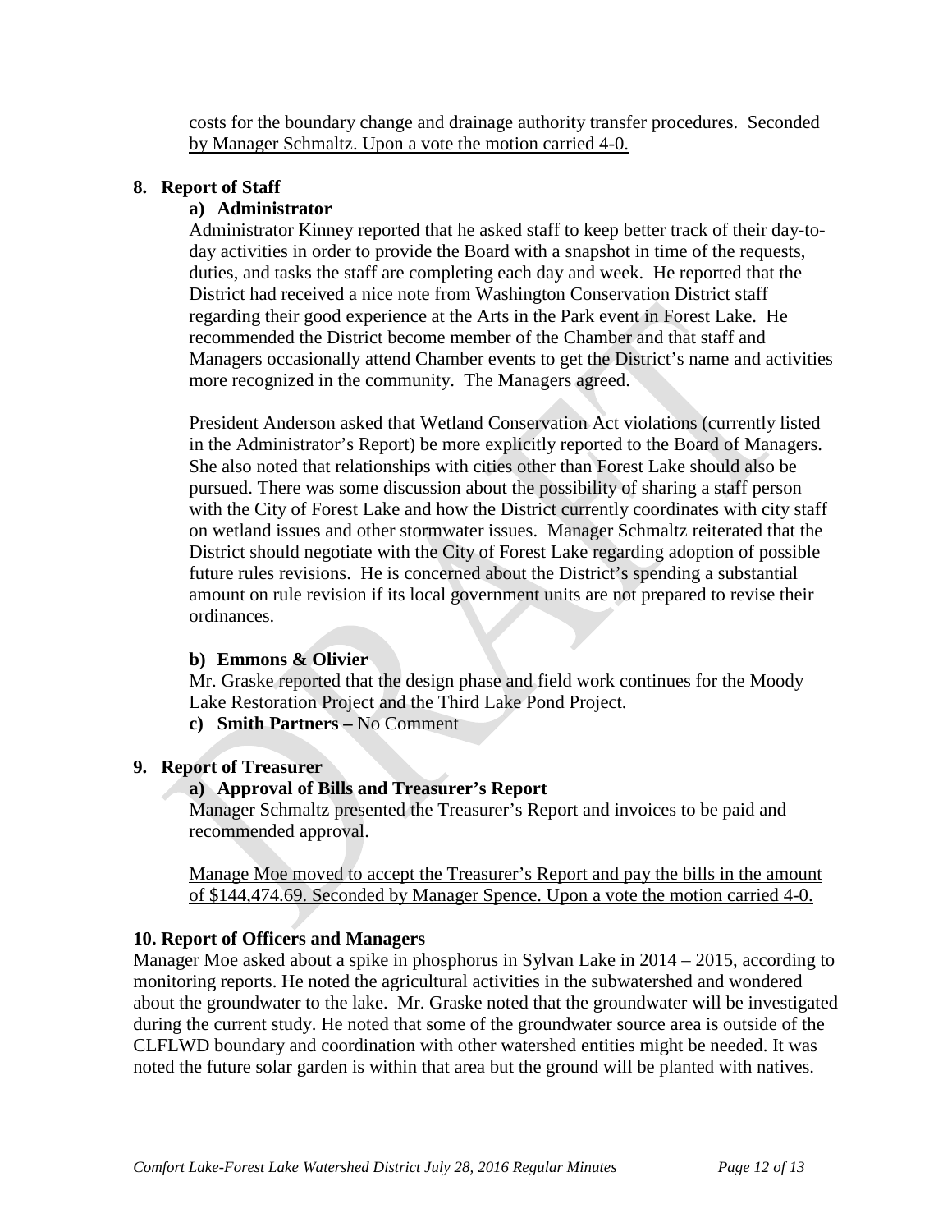costs for the boundary change and drainage authority transfer procedures. Seconded by Manager Schmaltz. Upon a vote the motion carried 4-0.

**8. Report of Staff**

**a) Administrator**

Administrator Kinney reported that he asked staff to keep better track of their day-to-day activities in order to provide the Board with a snapshot in time of the requests, duties, and tasks the staff are completing each day and week. He reported that the District had received a nice note from Washington Conservation District staff regarding their good experience at the Arts in the Park event in Forest Lake. He recommended the District become member of the Chamber and that staff and Managers occasionally attend Chamber events to get the District's name and activities more recognized in the community. The Managers agreed.

President Anderson asked that Wetland Conservation Act violations (currently listed in the Administrator's Report) be more explicitly reported to the Board of Managers. She also noted that relationships with cities other than Forest Lake should also be pursued. There was some discussion about the possibility of sharing a staff person with the City of Forest Lake and how the District currently coordinates with city staff on wetland issues and other stormwater issues. Manager Schmaltz reiterated that the District should negotiate with the City of Forest Lake regarding adoption of possible future rules revisions. He is concerned about the District's spending a substantial amount on rule revision if its local government units are not prepared to revise their ordinances.

**b) Emmons & Olivier**

Mr. Graske reported that the design phase and field work continues for the Moody Lake Restoration Project and the Third Lake Pond Project.

**c) Smith Partners –** No Comment

**9. Report of Treasurer**

**a) Approval of Bills and Treasurer's Report**

Manager Schmaltz presented the Treasurer's Report and invoices to be paid and recommended approval.

Manage Moe moved to accept the Treasurer's Report and pay the bills in the amount of $144,474.69. Seconded by Manager Spence. Upon a vote the motion carried 4-0.

**10. Report of Officers and Managers**

Manager Moe asked about a spike in phosphorus in Sylvan Lake in 2014 – 2015, according to monitoring reports. He noted the agricultural activities in the subwatershed and wondered about the groundwater to the lake. Mr. Graske noted that the groundwater will be investigated during the current study. He noted that some of the groundwater source area is outside of the CLFLWD boundary and coordination with other watershed entities might be needed. It was noted the future solar garden is within that area but the ground will be planted with natives.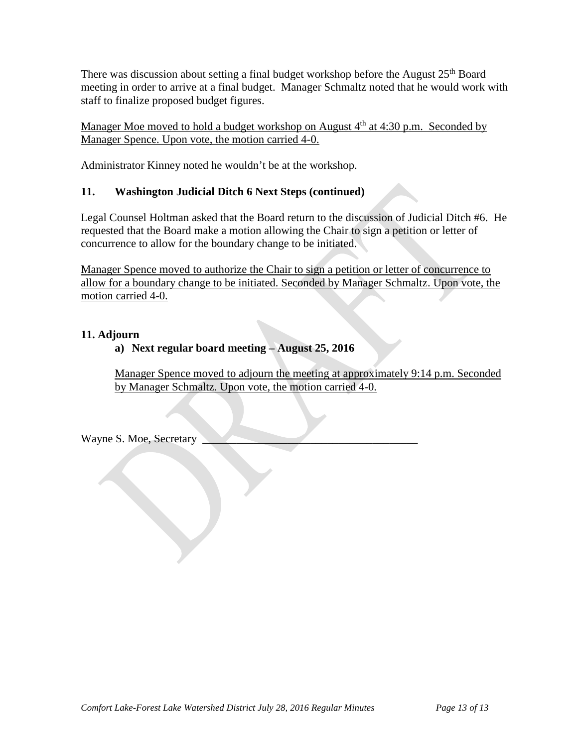There was discussion about setting a final budget workshop before the August 25th Board meeting in order to arrive at a final budget. Manager Schmaltz noted that he would work with staff to finalize proposed budget figures.

Manager Moe moved to hold a budget workshop on August 4th at 4:30 p.m. Seconded by Manager Spence. Upon vote, the motion carried 4-0.

Administrator Kinney noted he wouldn't be at the workshop.

**11. Washington Judicial Ditch 6 Next Steps (continued)**

Legal Counsel Holtman asked that the Board return to the discussion of Judicial Ditch #6. He requested that the Board make a motion allowing the Chair to sign a petition or letter of concurrence to allow for the boundary change to be initiated.

Manager Spence moved to authorize the Chair to sign a petition or letter of concurrence to allow for a boundary change to be initiated. Seconded by Manager Schmaltz. Upon vote, the motion carried 4-0.

**11. Adjourn**

**a) Next regular board meeting – August 25, 2016**

Manager Spence moved to adjourn the meeting at approximately 9:14 p.m. Seconded by Manager Schmaltz. Upon vote, the motion carried 4-0.

Wayne S. Moe, Secretary \_\_\_\_\_\_\_\_\_\_\_\_\_\_\_\_\_\_\_\_\_\_\_\_\_\_\_\_\_\_\_\_\_\_\_\_\_\_\_\_